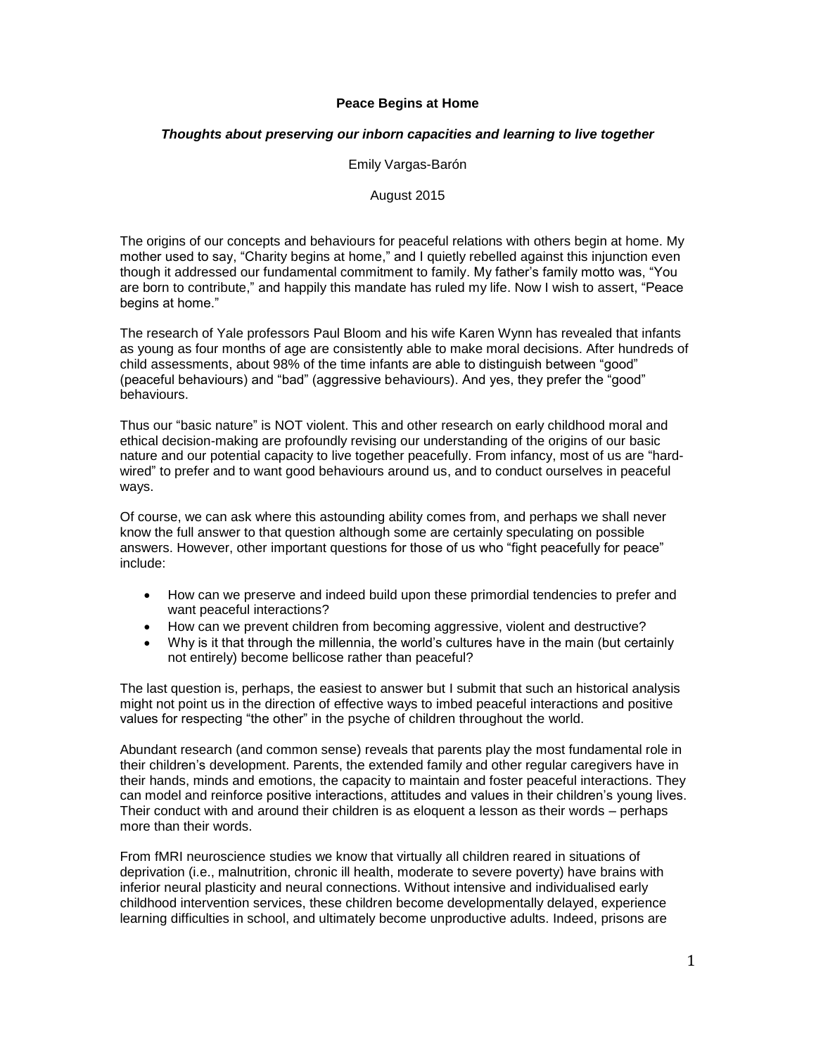# Peace Begins at Home

***Thoughts about preserving our inborn capacities and learning to live together***

Emily Vargas-Barón

August 2015

The origins of our concepts and behaviours for peaceful relations with others begin at home. My mother used to say, "Charity begins at home," and I quietly rebelled against this injunction even though it addressed our fundamental commitment to family. My father's family motto was, "You are born to contribute," and happily this mandate has ruled my life. Now I wish to assert, "Peace begins at home."

The research of Yale professors Paul Bloom and his wife Karen Wynn has revealed that infants as young as four months of age are consistently able to make moral decisions. After hundreds of child assessments, about 98% of the time infants are able to distinguish between "good" (peaceful behaviours) and "bad" (aggressive behaviours). And yes, they prefer the "good" behaviours.

Thus our "basic nature" is NOT violent. This and other research on early childhood moral and ethical decision-making are profoundly revising our understanding of the origins of our basic nature and our potential capacity to live together peacefully. From infancy, most of us are "hard-wired" to prefer and to want good behaviours around us, and to conduct ourselves in peaceful ways.

Of course, we can ask where this astounding ability comes from, and perhaps we shall never know the full answer to that question although some are certainly speculating on possible answers. However, other important questions for those of us who "fight peacefully for peace" include:

- How can we preserve and indeed build upon these primordial tendencies to prefer and want peaceful interactions?
- How can we prevent children from becoming aggressive, violent and destructive?
- Why is it that through the millennia, the world's cultures have in the main (but certainly not entirely) become bellicose rather than peaceful?

The last question is, perhaps, the easiest to answer but I submit that such an historical analysis might not point us in the direction of effective ways to imbed peaceful interactions and positive values for respecting "the other" in the psyche of children throughout the world.

Abundant research (and common sense) reveals that parents play the most fundamental role in their children's development. Parents, the extended family and other regular caregivers have in their hands, minds and emotions, the capacity to maintain and foster peaceful interactions. They can model and reinforce positive interactions, attitudes and values in their children's young lives. Their conduct with and around their children is as eloquent a lesson as their words – perhaps more than their words.

From fMRI neuroscience studies we know that virtually all children reared in situations of deprivation (i.e., malnutrition, chronic ill health, moderate to severe poverty) have brains with inferior neural plasticity and neural connections. Without intensive and individualised early childhood intervention services, these children become developmentally delayed, experience learning difficulties in school, and ultimately become unproductive adults. Indeed, prisons are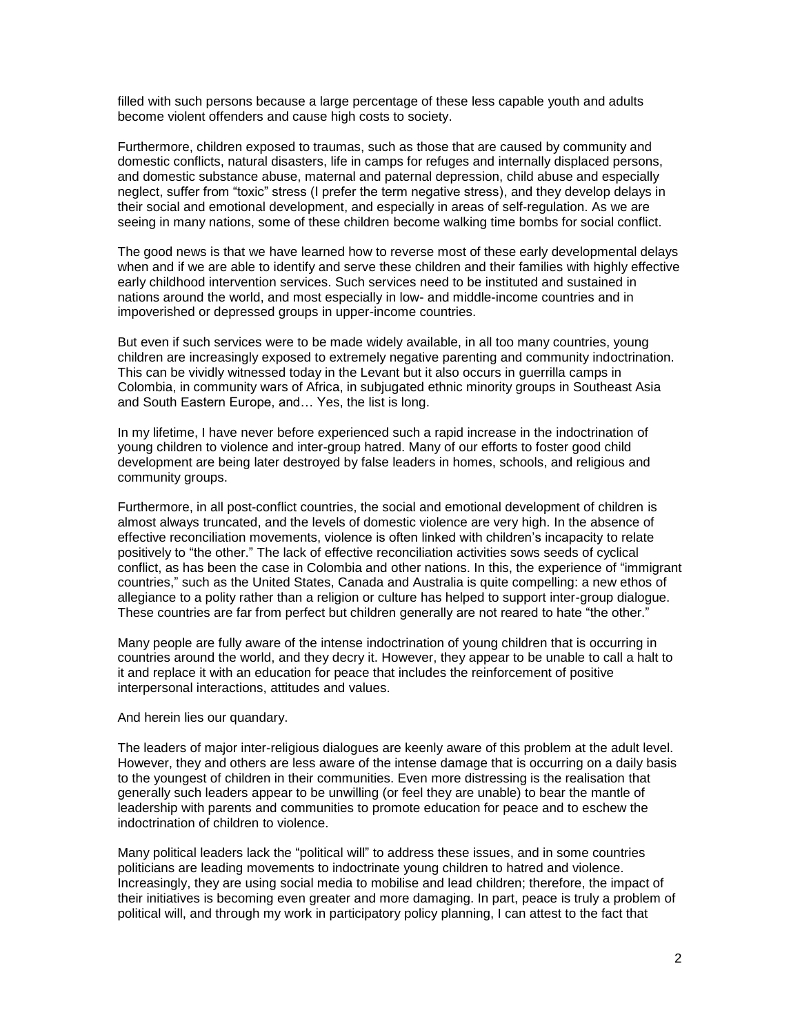filled with such persons because a large percentage of these less capable youth and adults become violent offenders and cause high costs to society.

Furthermore, children exposed to traumas, such as those that are caused by community and domestic conflicts, natural disasters, life in camps for refuges and internally displaced persons, and domestic substance abuse, maternal and paternal depression, child abuse and especially neglect, suffer from "toxic" stress (I prefer the term negative stress), and they develop delays in their social and emotional development, and especially in areas of self-regulation. As we are seeing in many nations, some of these children become walking time bombs for social conflict.

The good news is that we have learned how to reverse most of these early developmental delays when and if we are able to identify and serve these children and their families with highly effective early childhood intervention services. Such services need to be instituted and sustained in nations around the world, and most especially in low- and middle-income countries and in impoverished or depressed groups in upper-income countries.

But even if such services were to be made widely available, in all too many countries, young children are increasingly exposed to extremely negative parenting and community indoctrination. This can be vividly witnessed today in the Levant but it also occurs in guerrilla camps in Colombia, in community wars of Africa, in subjugated ethnic minority groups in Southeast Asia and South Eastern Europe, and… Yes, the list is long.

In my lifetime, I have never before experienced such a rapid increase in the indoctrination of young children to violence and inter-group hatred. Many of our efforts to foster good child development are being later destroyed by false leaders in homes, schools, and religious and community groups.

Furthermore, in all post-conflict countries, the social and emotional development of children is almost always truncated, and the levels of domestic violence are very high. In the absence of effective reconciliation movements, violence is often linked with children's incapacity to relate positively to "the other." The lack of effective reconciliation activities sows seeds of cyclical conflict, as has been the case in Colombia and other nations. In this, the experience of "immigrant countries," such as the United States, Canada and Australia is quite compelling: a new ethos of allegiance to a polity rather than a religion or culture has helped to support inter-group dialogue. These countries are far from perfect but children generally are not reared to hate "the other."

Many people are fully aware of the intense indoctrination of young children that is occurring in countries around the world, and they decry it. However, they appear to be unable to call a halt to it and replace it with an education for peace that includes the reinforcement of positive interpersonal interactions, attitudes and values.

And herein lies our quandary.

The leaders of major inter-religious dialogues are keenly aware of this problem at the adult level. However, they and others are less aware of the intense damage that is occurring on a daily basis to the youngest of children in their communities. Even more distressing is the realisation that generally such leaders appear to be unwilling (or feel they are unable) to bear the mantle of leadership with parents and communities to promote education for peace and to eschew the indoctrination of children to violence.

Many political leaders lack the "political will" to address these issues, and in some countries politicians are leading movements to indoctrinate young children to hatred and violence. Increasingly, they are using social media to mobilise and lead children; therefore, the impact of their initiatives is becoming even greater and more damaging. In part, peace is truly a problem of political will, and through my work in participatory policy planning, I can attest to the fact that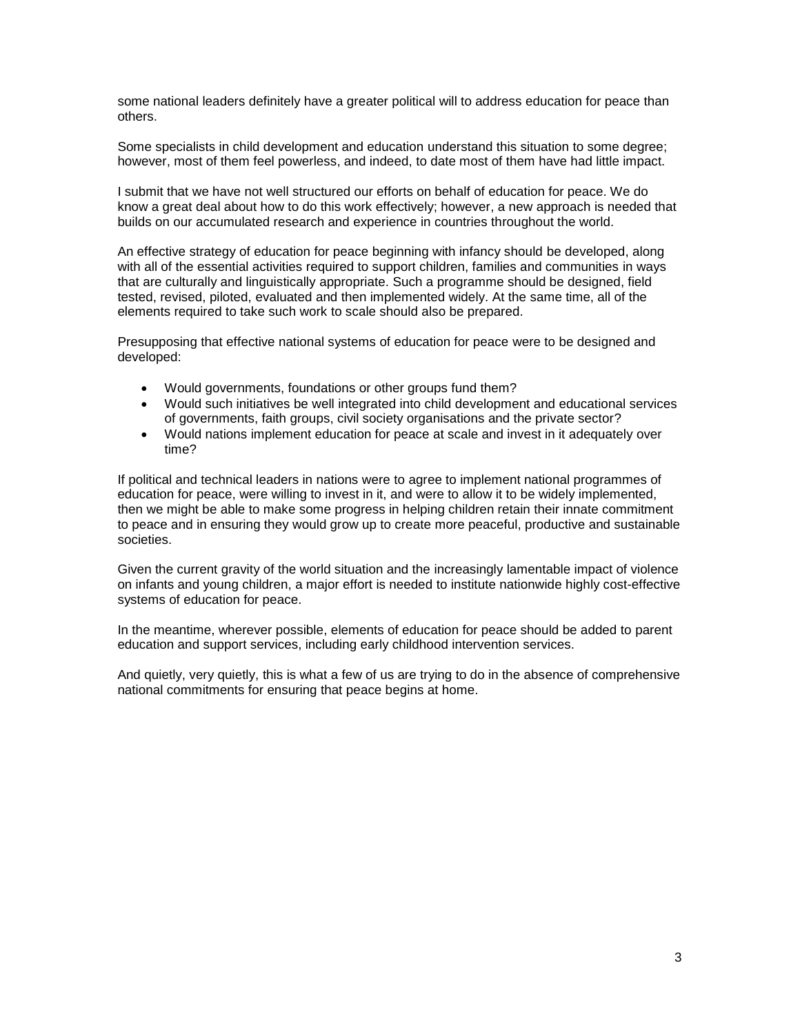some national leaders definitely have a greater political will to address education for peace than others.

Some specialists in child development and education understand this situation to some degree; however, most of them feel powerless, and indeed, to date most of them have had little impact.

I submit that we have not well structured our efforts on behalf of education for peace. We do know a great deal about how to do this work effectively; however, a new approach is needed that builds on our accumulated research and experience in countries throughout the world.

An effective strategy of education for peace beginning with infancy should be developed, along with all of the essential activities required to support children, families and communities in ways that are culturally and linguistically appropriate. Such a programme should be designed, field tested, revised, piloted, evaluated and then implemented widely. At the same time, all of the elements required to take such work to scale should also be prepared.

Presupposing that effective national systems of education for peace were to be designed and developed:

- Would governments, foundations or other groups fund them?
- Would such initiatives be well integrated into child development and educational services of governments, faith groups, civil society organisations and the private sector?
- Would nations implement education for peace at scale and invest in it adequately over time?

If political and technical leaders in nations were to agree to implement national programmes of education for peace, were willing to invest in it, and were to allow it to be widely implemented, then we might be able to make some progress in helping children retain their innate commitment to peace and in ensuring they would grow up to create more peaceful, productive and sustainable societies.

Given the current gravity of the world situation and the increasingly lamentable impact of violence on infants and young children, a major effort is needed to institute nationwide highly cost-effective systems of education for peace.

In the meantime, wherever possible, elements of education for peace should be added to parent education and support services, including early childhood intervention services.

And quietly, very quietly, this is what a few of us are trying to do in the absence of comprehensive national commitments for ensuring that peace begins at home.